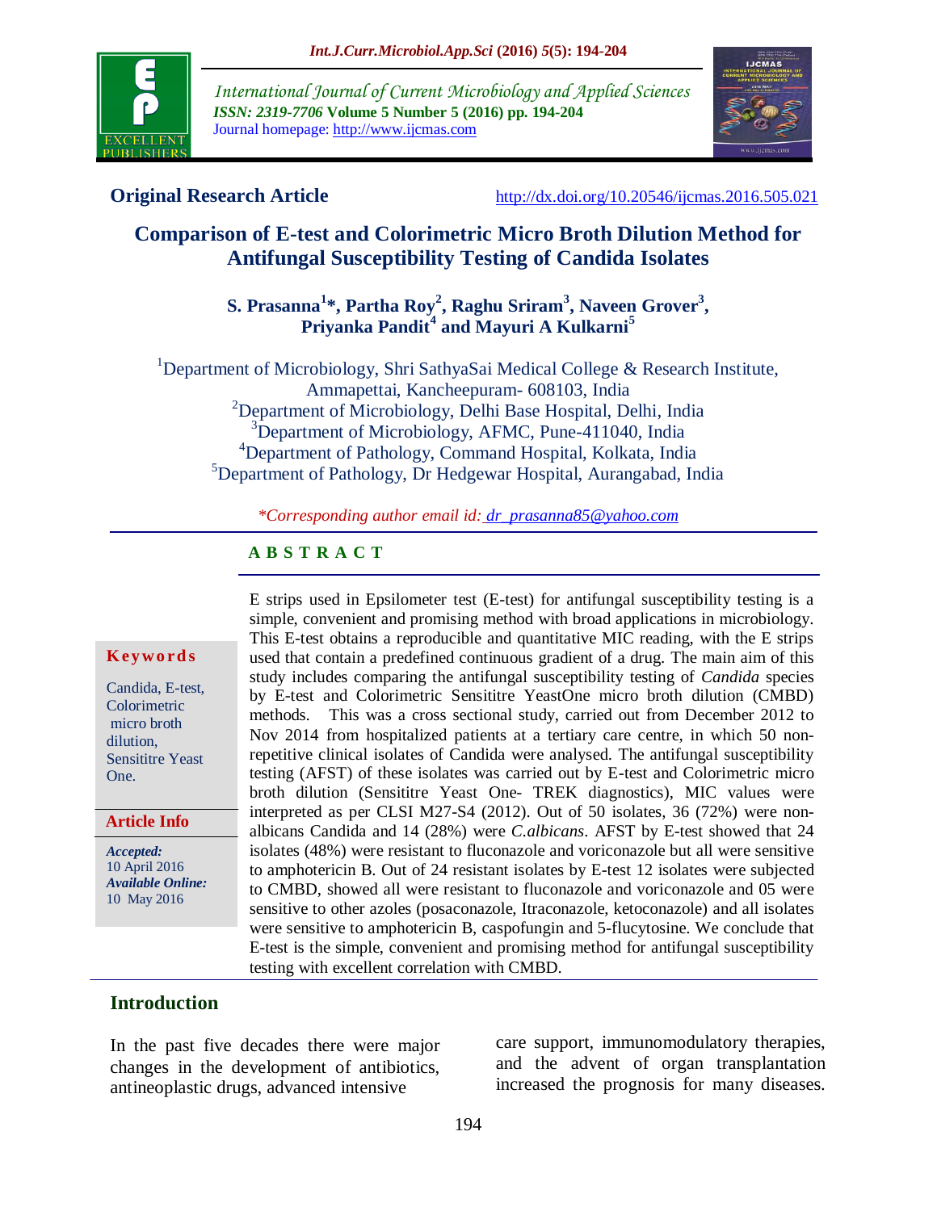International Journal of Current Microbiology and Applied Sciences
*ISSN: 2319-7706* **Volume 5 Number 5 (2016) pp. 194-204**
Journal homepage: http://www.ijcmas.com

**Original Research Article** http://dx.doi.org/10.20546/ijcmas.2016.505.021

# Comparison of E-test and Colorimetric Micro Broth Dilution Method for Antifungal Susceptibility Testing of Candida Isolates

**S. Prasanna[1]*, Partha Roy[2], Raghu Sriram[3], Naveen Grover[3], Priyanka Pandit[4] and Mayuri A Kulkarni[5]**

[1]Department of Microbiology, Shri SathyaSai Medical College & Research Institute, Ammapettai, Kancheepuram- 608103, India
[2]Department of Microbiology, Delhi Base Hospital, Delhi, India
[3]Department of Microbiology, AFMC, Pune-411040, India
[4]Department of Pathology, Command Hospital, Kolkata, India
[5]Department of Pathology, Dr Hedgewar Hospital, Aurangabad, India

*Corresponding author email id: dr_prasanna85@yahoo.com

## ABSTRACT

**Keywords**

Candida, E-test, Colorimetric micro broth dilution, Sensititre Yeast One.

**Article Info**

*Accepted:* 10 April 2016
*Available Online:* 10 May 2016

E strips used in Epsilometer test (E-test) for antifungal susceptibility testing is a simple, convenient and promising method with broad applications in microbiology. This E-test obtains a reproducible and quantitative MIC reading, with the E strips used that contain a predefined continuous gradient of a drug. The main aim of this study includes comparing the antifungal susceptibility testing of *Candida* species by E-test and Colorimetric Sensititre YeastOne micro broth dilution (CMBD) methods. This was a cross sectional study, carried out from December 2012 to Nov 2014 from hospitalized patients at a tertiary care centre, in which 50 non-repetitive clinical isolates of Candida were analysed. The antifungal susceptibility testing (AFST) of these isolates was carried out by E-test and Colorimetric micro broth dilution (Sensititre Yeast One- TREK diagnostics), MIC values were interpreted as per CLSI M27-S4 (2012). Out of 50 isolates, 36 (72%) were non-albicans Candida and 14 (28%) were *C.albicans*. AFST by E-test showed that 24 isolates (48%) were resistant to fluconazole and voriconazole but all were sensitive to amphotericin B. Out of 24 resistant isolates by E-test 12 isolates were subjected to CMBD, showed all were resistant to fluconazole and voriconazole and 05 were sensitive to other azoles (posaconazole, Itraconazole, ketoconazole) and all isolates were sensitive to amphotericin B, caspofungin and 5-flucytosine. We conclude that E-test is the simple, convenient and promising method for antifungal susceptibility testing with excellent correlation with CMBD.

## Introduction

In the past five decades there were major changes in the development of antibiotics, antineoplastic drugs, advanced intensive care support, immunomodulatory therapies, and the advent of organ transplantation increased the prognosis for many diseases.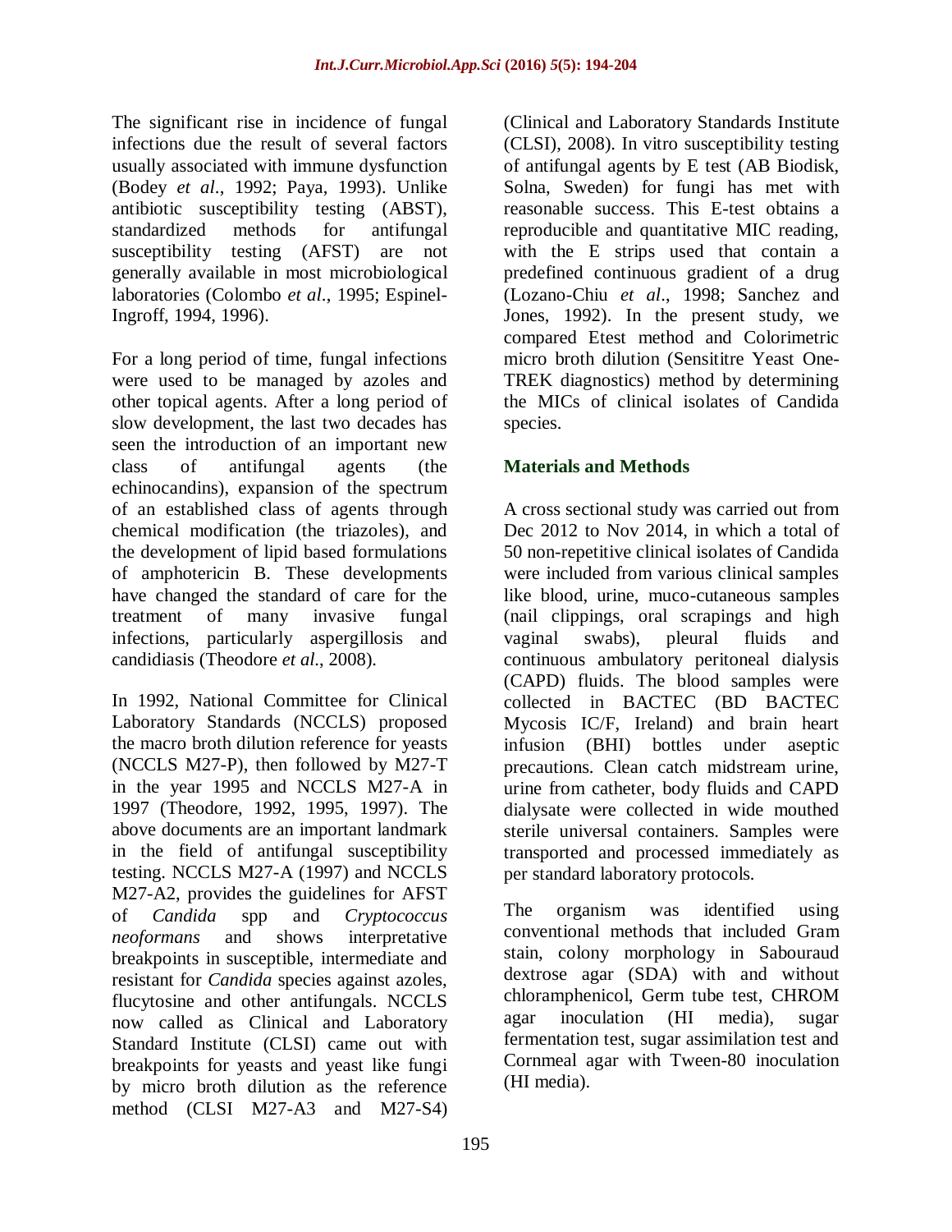The significant rise in incidence of fungal infections due the result of several factors usually associated with immune dysfunction (Bodey *et al*., 1992; Paya, 1993). Unlike antibiotic susceptibility testing (ABST), standardized methods for antifungal susceptibility testing (AFST) are not generally available in most microbiological laboratories (Colombo *et al*., 1995; Espinel-Ingroff, 1994, 1996).

For a long period of time, fungal infections were used to be managed by azoles and other topical agents. After a long period of slow development, the last two decades has seen the introduction of an important new class of antifungal agents (the echinocandins), expansion of the spectrum of an established class of agents through chemical modification (the triazoles), and the development of lipid based formulations of amphotericin B. These developments have changed the standard of care for the treatment of many invasive fungal infections, particularly aspergillosis and candidiasis (Theodore *et al*., 2008).

In 1992, National Committee for Clinical Laboratory Standards (NCCLS) proposed the macro broth dilution reference for yeasts (NCCLS M27-P), then followed by M27-T in the year 1995 and NCCLS M27-A in 1997 (Theodore, 1992, 1995, 1997). The above documents are an important landmark in the field of antifungal susceptibility testing. NCCLS M27-A (1997) and NCCLS M27-A2, provides the guidelines for AFST of *Candida* spp and *Cryptococcus neoformans* and shows interpretative breakpoints in susceptible, intermediate and resistant for *Candida* species against azoles, flucytosine and other antifungals. NCCLS now called as Clinical and Laboratory Standard Institute (CLSI) came out with breakpoints for yeasts and yeast like fungi by micro broth dilution as the reference method (CLSI M27-A3 and M27-S4) (Clinical and Laboratory Standards Institute (CLSI), 2008). In vitro susceptibility testing of antifungal agents by E test (AB Biodisk, Solna, Sweden) for fungi has met with reasonable success. This E-test obtains a reproducible and quantitative MIC reading, with the E strips used that contain a predefined continuous gradient of a drug (Lozano-Chiu *et al*., 1998; Sanchez and Jones, 1992). In the present study, we compared Etest method and Colorimetric micro broth dilution (Sensititre Yeast One-TREK diagnostics) method by determining the MICs of clinical isolates of Candida species.

## Materials and Methods

A cross sectional study was carried out from Dec 2012 to Nov 2014, in which a total of 50 non-repetitive clinical isolates of Candida were included from various clinical samples like blood, urine, muco-cutaneous samples (nail clippings, oral scrapings and high vaginal swabs), pleural fluids and continuous ambulatory peritoneal dialysis (CAPD) fluids. The blood samples were collected in BACTEC (BD BACTEC Mycosis IC/F, Ireland) and brain heart infusion (BHI) bottles under aseptic precautions. Clean catch midstream urine, urine from catheter, body fluids and CAPD dialysate were collected in wide mouthed sterile universal containers. Samples were transported and processed immediately as per standard laboratory protocols.

The organism was identified using conventional methods that included Gram stain, colony morphology in Sabouraud dextrose agar (SDA) with and without chloramphenicol, Germ tube test, CHROM agar inoculation (HI media), sugar fermentation test, sugar assimilation test and Cornmeal agar with Tween-80 inoculation (HI media).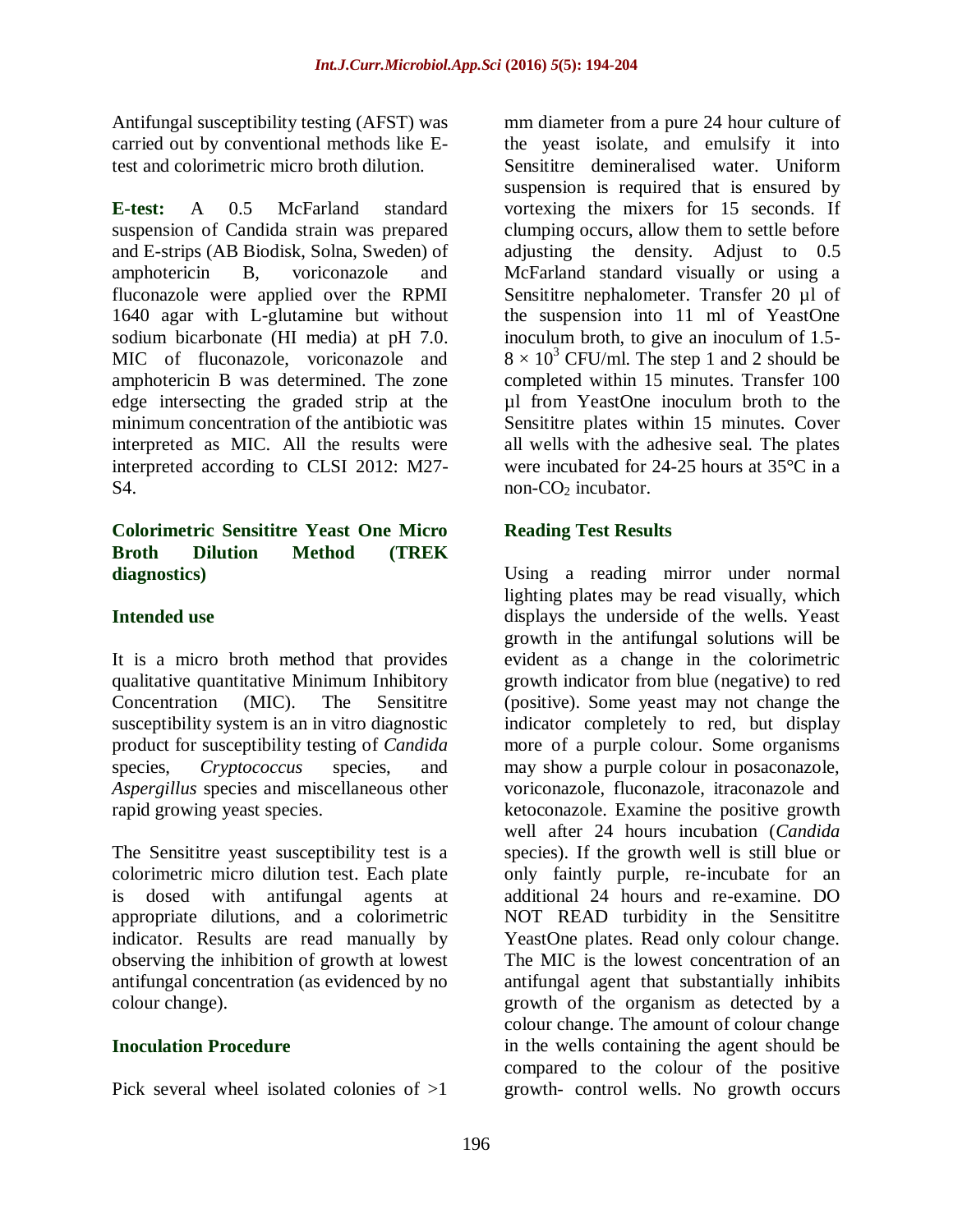Antifungal susceptibility testing (AFST) was carried out by conventional methods like E-test and colorimetric micro broth dilution.

**E-test:** A 0.5 McFarland standard suspension of Candida strain was prepared and E-strips (AB Biodisk, Solna, Sweden) of amphotericin B, voriconazole and fluconazole were applied over the RPMI 1640 agar with L-glutamine but without sodium bicarbonate (HI media) at pH 7.0. MIC of fluconazole, voriconazole and amphotericin B was determined. The zone edge intersecting the graded strip at the minimum concentration of the antibiotic was interpreted as MIC. All the results were interpreted according to CLSI 2012: M27-S4.

### Colorimetric Sensititre Yeast One Micro Broth Dilution Method (TREK diagnostics)

### Intended use

It is a micro broth method that provides qualitative quantitative Minimum Inhibitory Concentration (MIC). The Sensititre susceptibility system is an in vitro diagnostic product for susceptibility testing of *Candida* species, *Cryptococcus* species, and *Aspergillus* species and miscellaneous other rapid growing yeast species.

The Sensititre yeast susceptibility test is a colorimetric micro dilution test. Each plate is dosed with antifungal agents at appropriate dilutions, and a colorimetric indicator. Results are read manually by observing the inhibition of growth at lowest antifungal concentration (as evidenced by no colour change).

### Inoculation Procedure

Pick several wheel isolated colonies of >1 mm diameter from a pure 24 hour culture of the yeast isolate, and emulsify it into Sensititre demineralised water. Uniform suspension is required that is ensured by vortexing the mixers for 15 seconds. If clumping occurs, allow them to settle before adjusting the density. Adjust to 0.5 McFarland standard visually or using a Sensititre nephalometer. Transfer 20 µl of the suspension into 11 ml of YeastOne inoculum broth, to give an inoculum of 1.5-$8 \times 10^3$ CFU/ml. The step 1 and 2 should be completed within 15 minutes. Transfer 100 µl from YeastOne inoculum broth to the Sensititre plates within 15 minutes. Cover all wells with the adhesive seal. The plates were incubated for 24-25 hours at 35°C in a non-$CO_2$ incubator.

### Reading Test Results

Using a reading mirror under normal lighting plates may be read visually, which displays the underside of the wells. Yeast growth in the antifungal solutions will be evident as a change in the colorimetric growth indicator from blue (negative) to red (positive). Some yeast may not change the indicator completely to red, but display more of a purple colour. Some organisms may show a purple colour in posaconazole, voriconazole, fluconazole, itraconazole and ketoconazole. Examine the positive growth well after 24 hours incubation (*Candida* species). If the growth well is still blue or only faintly purple, re-incubate for an additional 24 hours and re-examine. DO NOT READ turbidity in the Sensititre YeastOne plates. Read only colour change. The MIC is the lowest concentration of an antifungal agent that substantially inhibits growth of the organism as detected by a colour change. The amount of colour change in the wells containing the agent should be compared to the colour of the positive growth- control wells. No growth occurs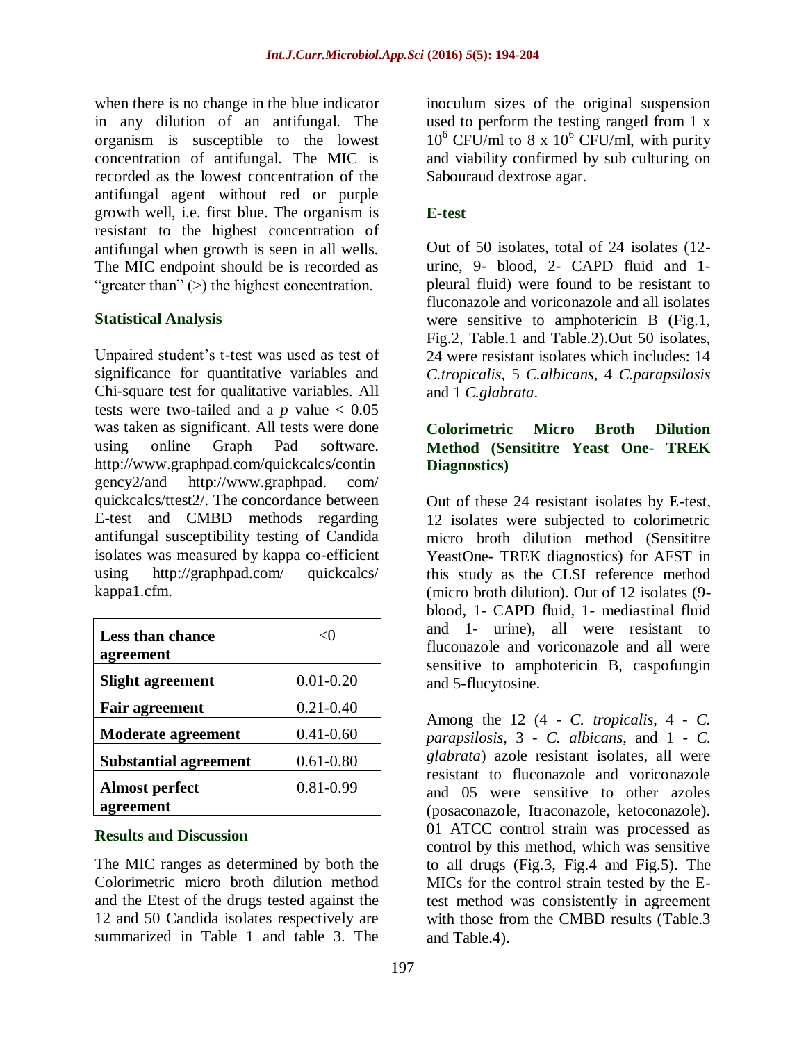when there is no change in the blue indicator in any dilution of an antifungal. The organism is susceptible to the lowest concentration of antifungal. The MIC is recorded as the lowest concentration of the antifungal agent without red or purple growth well, i.e. first blue. The organism is resistant to the highest concentration of antifungal when growth is seen in all wells. The MIC endpoint should be is recorded as "greater than" (>) the highest concentration.

### Statistical Analysis

Unpaired student's t-test was used as test of significance for quantitative variables and Chi-square test for qualitative variables. All tests were two-tailed and a $p$ value $< 0.05$ was taken as significant. All tests were done using online Graph Pad software. http://www.graphpad.com/quickcalcs/contingency2/and http://www.graphpad. com/ quickcalcs/ttest2/. The concordance between E-test and CMBD methods regarding antifungal susceptibility testing of Candida isolates was measured by kappa co-efficient using http://graphpad.com/ quickcalcs/ kappa1.cfm.

| **Less than chance agreement** | <0 |
|---|---|
| **Slight agreement** | 0.01-0.20 |
| **Fair agreement** | 0.21-0.40 |
| **Moderate agreement** | 0.41-0.60 |
| **Substantial agreement** | 0.61-0.80 |
| **Almost perfect agreement** | 0.81-0.99 |

## Results and Discussion

The MIC ranges as determined by both the Colorimetric micro broth dilution method and the Etest of the drugs tested against the 12 and 50 Candida isolates respectively are summarized in Table 1 and table 3. The inoculum sizes of the original suspension used to perform the testing ranged from 1 x $10^6$ CFU/ml to 8 x $10^6$ CFU/ml, with purity and viability confirmed by sub culturing on Sabouraud dextrose agar.

### E-test

Out of 50 isolates, total of 24 isolates (12- urine, 9- blood, 2- CAPD fluid and 1- pleural fluid) were found to be resistant to fluconazole and voriconazole and all isolates were sensitive to amphotericin B (Fig.1, Fig.2, Table.1 and Table.2).Out 50 isolates, 24 were resistant isolates which includes: 14 *C.tropicalis*, 5 *C.albicans*, 4 *C.parapsilosis* and 1 *C.glabrata*.

### Colorimetric Micro Broth Dilution Method (Sensititre Yeast One- TREK Diagnostics)

Out of these 24 resistant isolates by E-test, 12 isolates were subjected to colorimetric micro broth dilution method (Sensititre YeastOne- TREK diagnostics) for AFST in this study as the CLSI reference method (micro broth dilution). Out of 12 isolates (9- blood, 1- CAPD fluid, 1- mediastinal fluid and 1- urine), all were resistant to fluconazole and voriconazole and all were sensitive to amphotericin B, caspofungin and 5-flucytosine.

Among the 12 (4 - *C. tropicalis*, 4 - *C. parapsilosis*, 3 - *C. albicans*, and 1 - *C. glabrata*) azole resistant isolates, all were resistant to fluconazole and voriconazole and 05 were sensitive to other azoles (posaconazole, Itraconazole, ketoconazole). 01 ATCC control strain was processed as control by this method, which was sensitive to all drugs (Fig.3, Fig.4 and Fig.5). The MICs for the control strain tested by the E-test method was consistently in agreement with those from the CMBD results (Table.3 and Table.4).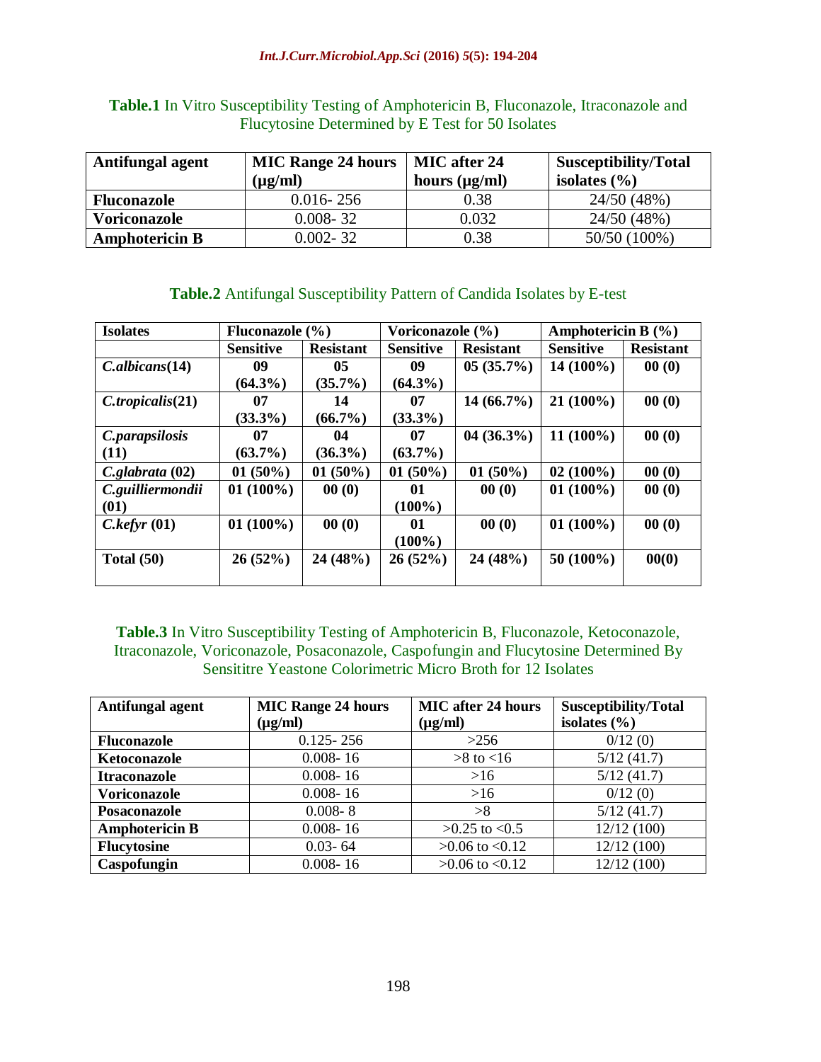**Table.1** In Vitro Susceptibility Testing of Amphotericin B, Fluconazole, Itraconazole and Flucytosine Determined by E Test for 50 Isolates

| Antifungal agent | MIC Range 24 hours (μg/ml) | MIC after 24 hours (μg/ml) | Susceptibility/Total isolates (%) |
|---|---|---|---|
| **Fluconazole** | 0.016- 256 | 0.38 | 24/50 (48%) |
| **Voriconazole** | 0.008- 32 | 0.032 | 24/50 (48%) |
| **Amphotericin B** | 0.002- 32 | 0.38 | 50/50 (100%) |

**Table.2** Antifungal Susceptibility Pattern of Candida Isolates by E-test

| Isolates | Fluconazole (%) | | Voriconazole (%) | | Amphotericin B (%) | |
|---|---|---|---|---|---|---|
| | Sensitive | Resistant | Sensitive | Resistant | Sensitive | Resistant |
| ***C.albicans*(14)** | 09 (64.3%) | 05 (35.7%) | 09 (64.3%) | 05 (35.7%) | 14 (100%) | 00 (0) |
| ***C.tropicalis*(21)** | 07 (33.3%) | 14 (66.7%) | 07 (33.3%) | 14 (66.7%) | 21 (100%) | 00 (0) |
| ***C.parapsilosis* (11)** | 07 (63.7%) | 04 (36.3%) | 07 (63.7%) | 04 (36.3%) | 11 (100%) | 00 (0) |
| ***C.glabrata* (02)** | 01 (50%) | 01 (50%) | 01 (50%) | 01 (50%) | 02 (100%) | 00 (0) |
| ***C.guilliermondii* (01)** | 01 (100%) | 00 (0) | 01 (100%) | 00 (0) | 01 (100%) | 00 (0) |
| ***C.kefyr* (01)** | 01 (100%) | 00 (0) | 01 (100%) | 00 (0) | 01 (100%) | 00 (0) |
| **Total (50)** | 26 (52%) | 24 (48%) | 26 (52%) | 24 (48%) | 50 (100%) | 00(0) |

**Table.3** In Vitro Susceptibility Testing of Amphotericin B, Fluconazole, Ketoconazole, Itraconazole, Voriconazole, Posaconazole, Caspofungin and Flucytosine Determined By Sensititre Yeastone Colorimetric Micro Broth for 12 Isolates

| Antifungal agent | MIC Range 24 hours (μg/ml) | MIC after 24 hours (μg/ml) | Susceptibility/Total isolates (%) |
|---|---|---|---|
| **Fluconazole** | 0.125- 256 | >256 | 0/12 (0) |
| **Ketoconazole** | 0.008- 16 | >8 to <16 | 5/12 (41.7) |
| **Itraconazole** | 0.008- 16 | >16 | 5/12 (41.7) |
| **Voriconazole** | 0.008- 16 | >16 | 0/12 (0) |
| **Posaconazole** | 0.008- 8 | >8 | 5/12 (41.7) |
| **Amphotericin B** | 0.008- 16 | >0.25 to <0.5 | 12/12 (100) |
| **Flucytosine** | 0.03- 64 | >0.06 to <0.12 | 12/12 (100) |
| **Caspofungin** | 0.008- 16 | >0.06 to <0.12 | 12/12 (100) |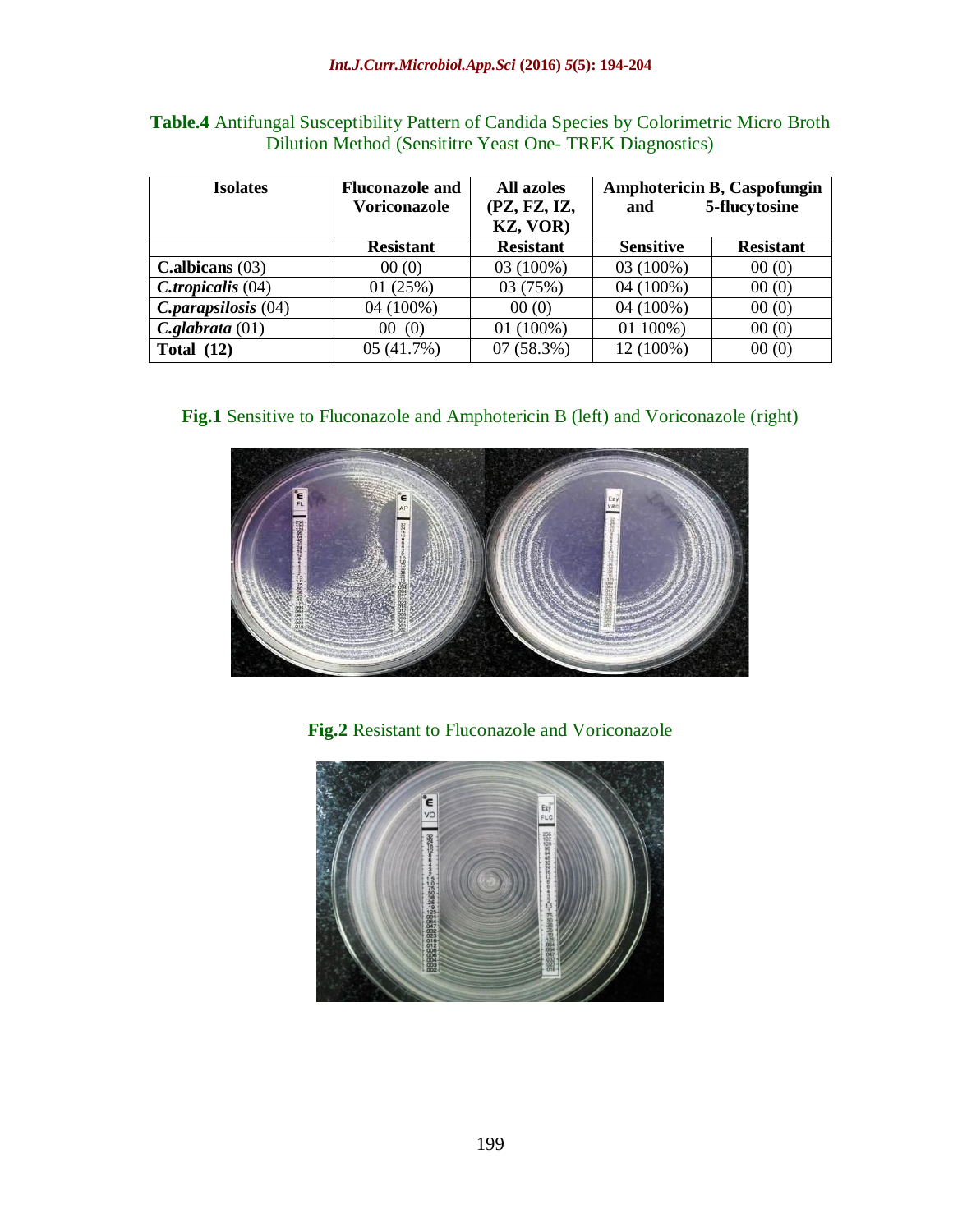**Table.4** Antifungal Susceptibility Pattern of Candida Species by Colorimetric Micro Broth Dilution Method (Sensititre Yeast One- TREK Diagnostics)

| Isolates | Fluconazole and Voriconazole | All azoles (PZ, FZ, IZ, KZ, VOR) | Amphotericin B, Caspofungin and 5-flucytosine | |
|---|---|---|---|---|
| | **Resistant** | **Resistant** | **Sensitive** | **Resistant** |
| **C.albicans** (03) | 00 (0) | 03 (100%) | 03 (100%) | 00 (0) |
| ***C.tropicalis*** (04) | 01 (25%) | 03 (75%) | 04 (100%) | 00 (0) |
| ***C.parapsilosis*** (04) | 04 (100%) | 00 (0) | 04 (100%) | 00 (0) |
| ***C.glabrata*** (01) | 00 (0) | 01 (100%) | 01 100%) | 00 (0) |
| **Total (12)** | 05 (41.7%) | 07 (58.3%) | 12 (100%) | 00 (0) |

**Fig.1** Sensitive to Fluconazole and Amphotericin B (left) and Voriconazole (right)

**Fig.2** Resistant to Fluconazole and Voriconazole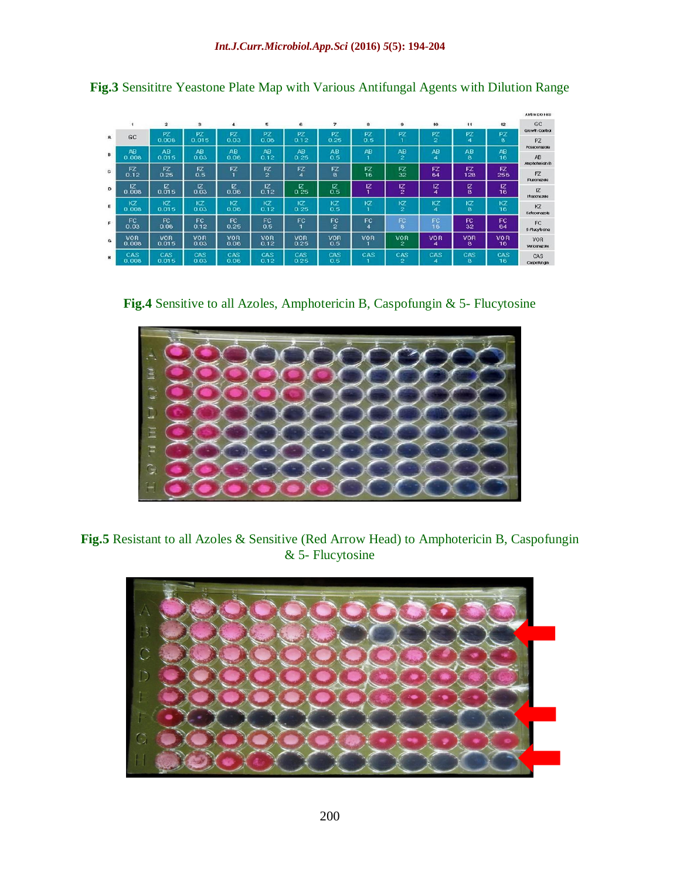**Fig.3** Sensititre Yeastone Plate Map with Various Antifungal Agents with Dilution Range

| | 1 | 2 | 3 | 4 | 5 | 6 | 7 | 8 | 9 | 10 | 11 | 12 | Antimicrobics |
|---|---|---|---|---|---|---|---|---|---|---|---|---|---|
| A | GC | PZ 0.008 | PZ 0.015 | PZ 0.03 | PZ 0.06 | PZ 0.12 | PZ 0.25 | PZ 0.5 | PZ 1 | PZ 2 | PZ 4 | PZ 8 | GC Growth Control; PZ Posaconazole |
| B | AB 0.008 | AB 0.015 | AB 0.03 | AB 0.06 | AB 0.12 | AB 0.25 | AB 0.5 | AB 1 | AB 2 | AB 4 | AB 8 | AB 16 | AB Amphotericin B |
| C | FZ 0.12 | FZ 0.25 | FZ 0.5 | FZ 1 | FZ 2 | FZ 4 | FZ 8 | FZ 16 | FZ 32 | FZ 64 | FZ 128 | FZ 256 | FZ Fluconazole |
| D | IZ 0.008 | IZ 0.015 | IZ 0.03 | IZ 0.06 | IZ 0.12 | IZ 0.25 | IZ 0.5 | IZ 1 | IZ 2 | IZ 4 | IZ 8 | IZ 16 | IZ Itraconazole |
| E | KZ 0.008 | KZ 0.015 | KZ 0.03 | KZ 0.06 | KZ 0.12 | KZ 0.25 | KZ 0.5 | KZ 1 | KZ 2 | KZ 4 | KZ 8 | KZ 16 | KZ Ketoconazole |
| F | FC 0.03 | FC 0.06 | FC 0.12 | FC 0.25 | FC 0.5 | FC 1 | FC 2 | FC 4 | FC 8 | FC 16 | FC 32 | FC 64 | FC 5-Flucytosine |
| G | VOR 0.008 | VOR 0.015 | VOR 0.03 | VOR 0.06 | VOR 0.12 | VOR 0.25 | VOR 0.5 | VOR 1 | VOR 2 | VOR 4 | VOR 8 | VOR 16 | VOR Voriconazole |
| H | CAS 0.008 | CAS 0.015 | CAS 0.03 | CAS 0.06 | CAS 0.12 | CAS 0.25 | CAS 0.5 | CAS 1 | CAS 2 | CAS 4 | CAS 8 | CAS 16 | CAS Caspofungin |

**Fig.4** Sensitive to all Azoles, Amphotericin B, Caspofungin & 5- Flucytosine

**Fig.5** Resistant to all Azoles & Sensitive (Red Arrow Head) to Amphotericin B, Caspofungin & 5- Flucytosine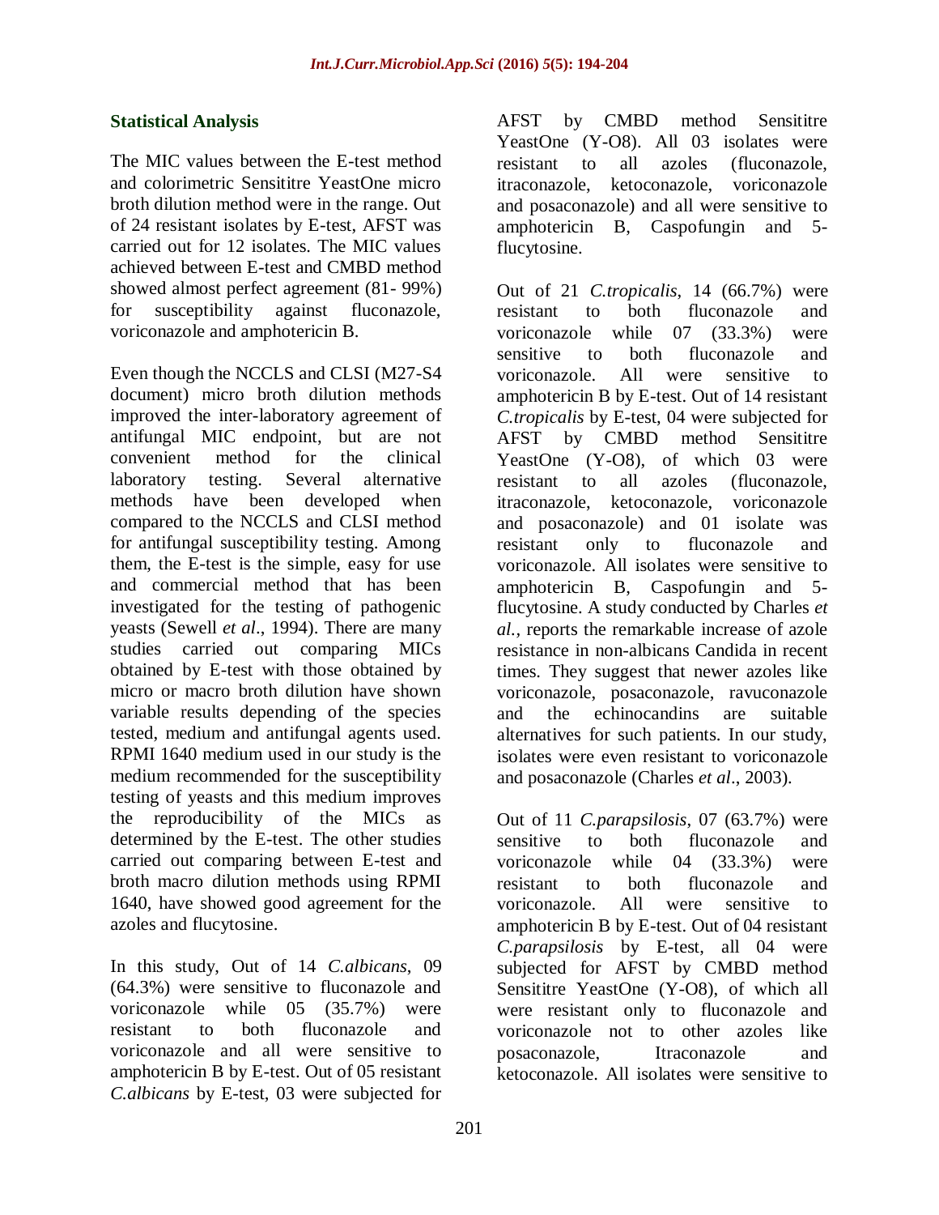### Statistical Analysis

The MIC values between the E-test method and colorimetric Sensititre YeastOne micro broth dilution method were in the range. Out of 24 resistant isolates by E-test, AFST was carried out for 12 isolates. The MIC values achieved between E-test and CMBD method showed almost perfect agreement (81- 99%) for susceptibility against fluconazole, voriconazole and amphotericin B.

Even though the NCCLS and CLSI (M27-S4 document) micro broth dilution methods improved the inter-laboratory agreement of antifungal MIC endpoint, but are not convenient method for the clinical laboratory testing. Several alternative methods have been developed when compared to the NCCLS and CLSI method for antifungal susceptibility testing. Among them, the E-test is the simple, easy for use and commercial method that has been investigated for the testing of pathogenic yeasts (Sewell *et al*., 1994). There are many studies carried out comparing MICs obtained by E-test with those obtained by micro or macro broth dilution have shown variable results depending of the species tested, medium and antifungal agents used. RPMI 1640 medium used in our study is the medium recommended for the susceptibility testing of yeasts and this medium improves the reproducibility of the MICs as determined by the E-test. The other studies carried out comparing between E-test and broth macro dilution methods using RPMI 1640, have showed good agreement for the azoles and flucytosine.

In this study, Out of 14 *C.albicans*, 09 (64.3%) were sensitive to fluconazole and voriconazole while 05 (35.7%) were resistant to both fluconazole and voriconazole and all were sensitive to amphotericin B by E-test. Out of 05 resistant *C.albicans* by E-test, 03 were subjected for AFST by CMBD method Sensititre YeastOne (Y-O8). All 03 isolates were resistant to all azoles (fluconazole, itraconazole, ketoconazole, voriconazole and posaconazole) and all were sensitive to amphotericin B, Caspofungin and 5-flucytosine.

Out of 21 *C.tropicalis*, 14 (66.7%) were resistant to both fluconazole and voriconazole while 07 (33.3%) were sensitive to both fluconazole and voriconazole. All were sensitive to amphotericin B by E-test. Out of 14 resistant *C.tropicalis* by E-test, 04 were subjected for AFST by CMBD method Sensititre YeastOne (Y-O8), of which 03 were resistant to all azoles (fluconazole, itraconazole, ketoconazole, voriconazole and posaconazole) and 01 isolate was resistant only to fluconazole and voriconazole. All isolates were sensitive to amphotericin B, Caspofungin and 5-flucytosine. A study conducted by Charles *et al.,* reports the remarkable increase of azole resistance in non-albicans Candida in recent times. They suggest that newer azoles like voriconazole, posaconazole, ravuconazole and the echinocandins are suitable alternatives for such patients. In our study, isolates were even resistant to voriconazole and posaconazole (Charles *et al*., 2003).

Out of 11 *C.parapsilosis*, 07 (63.7%) were sensitive to both fluconazole and voriconazole while 04 (33.3%) were resistant to both fluconazole and voriconazole. All were sensitive to amphotericin B by E-test. Out of 04 resistant *C.parapsilosis* by E-test, all 04 were subjected for AFST by CMBD method Sensititre YeastOne (Y-O8), of which all were resistant only to fluconazole and voriconazole not to other azoles like posaconazole, Itraconazole and ketoconazole. All isolates were sensitive to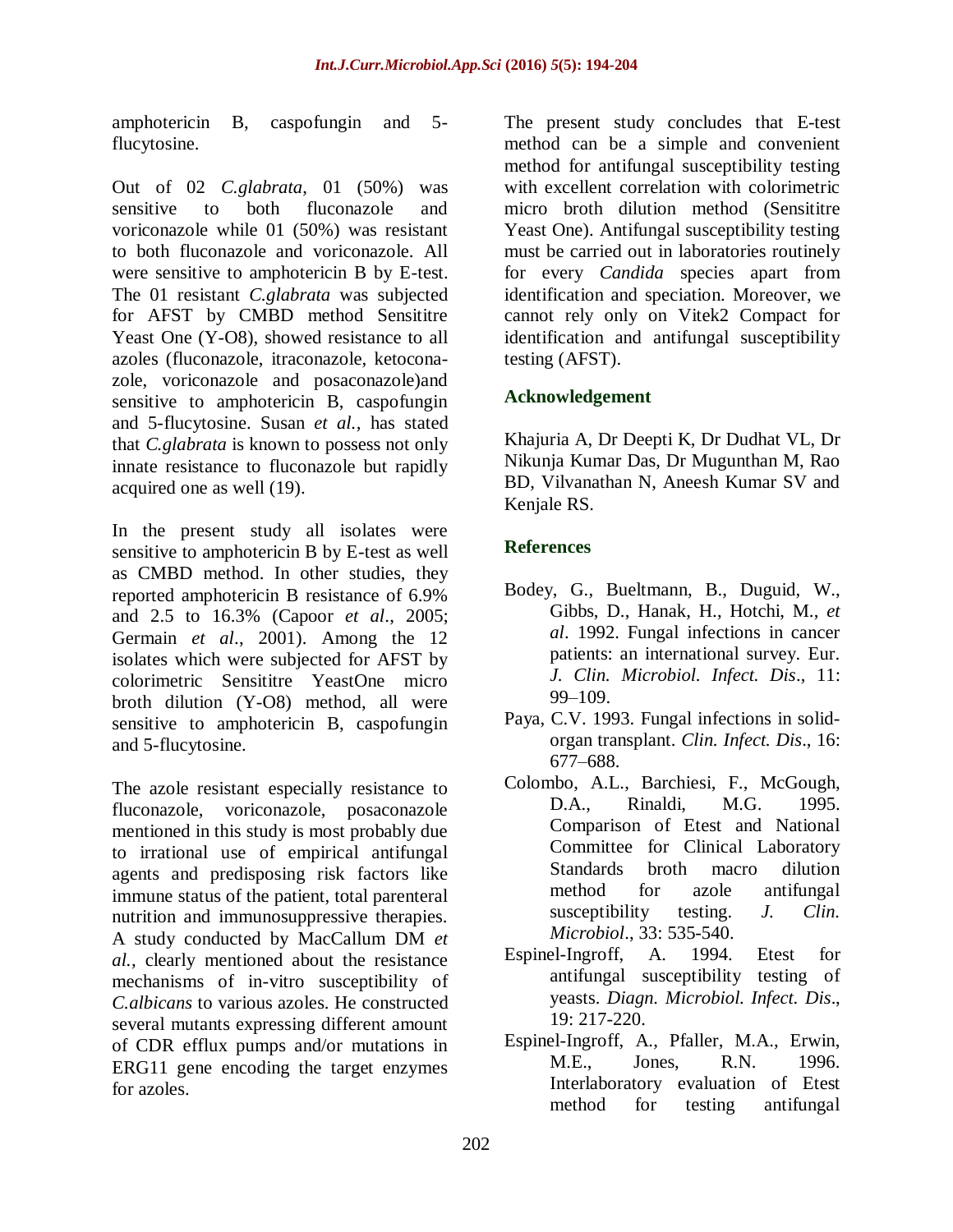amphotericin B, caspofungin and 5-flucytosine.

Out of 02 *C.glabrata*, 01 (50%) was sensitive to both fluconazole and voriconazole while 01 (50%) was resistant to both fluconazole and voriconazole. All were sensitive to amphotericin B by E-test. The 01 resistant *C.glabrata* was subjected for AFST by CMBD method Sensititre Yeast One (Y-O8), showed resistance to all azoles (fluconazole, itraconazole, ketoconazole, voriconazole and posaconazole)and sensitive to amphotericin B, caspofungin and 5-flucytosine. Susan *et al.,* has stated that *C.glabrata* is known to possess not only innate resistance to fluconazole but rapidly acquired one as well (19).

In the present study all isolates were sensitive to amphotericin B by E-test as well as CMBD method. In other studies, they reported amphotericin B resistance of 6.9% and 2.5 to 16.3% (Capoor *et al*., 2005; Germain *et al*., 2001). Among the 12 isolates which were subjected for AFST by colorimetric Sensititre YeastOne micro broth dilution (Y-O8) method, all were sensitive to amphotericin B, caspofungin and 5-flucytosine.

The azole resistant especially resistance to fluconazole, voriconazole, posaconazole mentioned in this study is most probably due to irrational use of empirical antifungal agents and predisposing risk factors like immune status of the patient, total parenteral nutrition and immunosuppressive therapies. A study conducted by MacCallum DM *et al.,* clearly mentioned about the resistance mechanisms of in-vitro susceptibility of *C.albicans* to various azoles. He constructed several mutants expressing different amount of CDR efflux pumps and/or mutations in ERG11 gene encoding the target enzymes for azoles.

The present study concludes that E-test method can be a simple and convenient method for antifungal susceptibility testing with excellent correlation with colorimetric micro broth dilution method (Sensititre Yeast One). Antifungal susceptibility testing must be carried out in laboratories routinely for every *Candida* species apart from identification and speciation. Moreover, we cannot rely only on Vitek2 Compact for identification and antifungal susceptibility testing (AFST).

## Acknowledgement

Khajuria A, Dr Deepti K, Dr Dudhat VL, Dr Nikunja Kumar Das, Dr Mugunthan M, Rao BD, Vilvanathan N, Aneesh Kumar SV and Kenjale RS.

## References

- Bodey, G., Bueltmann, B., Duguid, W., Gibbs, D., Hanak, H., Hotchi, M., *et al*. 1992. Fungal infections in cancer patients: an international survey. Eur. *J. Clin. Microbiol. Infect. Dis*., 11: 99–109.
- Paya, C.V. 1993. Fungal infections in solid-organ transplant. *Clin. Infect. Dis*., 16: 677–688.
- Colombo, A.L., Barchiesi, F., McGough, D.A., Rinaldi, M.G. 1995. Comparison of Etest and National Committee for Clinical Laboratory Standards broth macro dilution method for azole antifungal susceptibility testing. *J. Clin. Microbiol*., 33: 535-540.
- Espinel-Ingroff, A. 1994. Etest for antifungal susceptibility testing of yeasts. *Diagn. Microbiol. Infect. Dis*., 19: 217-220.
- Espinel-Ingroff, A., Pfaller, M.A., Erwin, M.E., Jones, R.N. 1996. Interlaboratory evaluation of Etest method for testing antifungal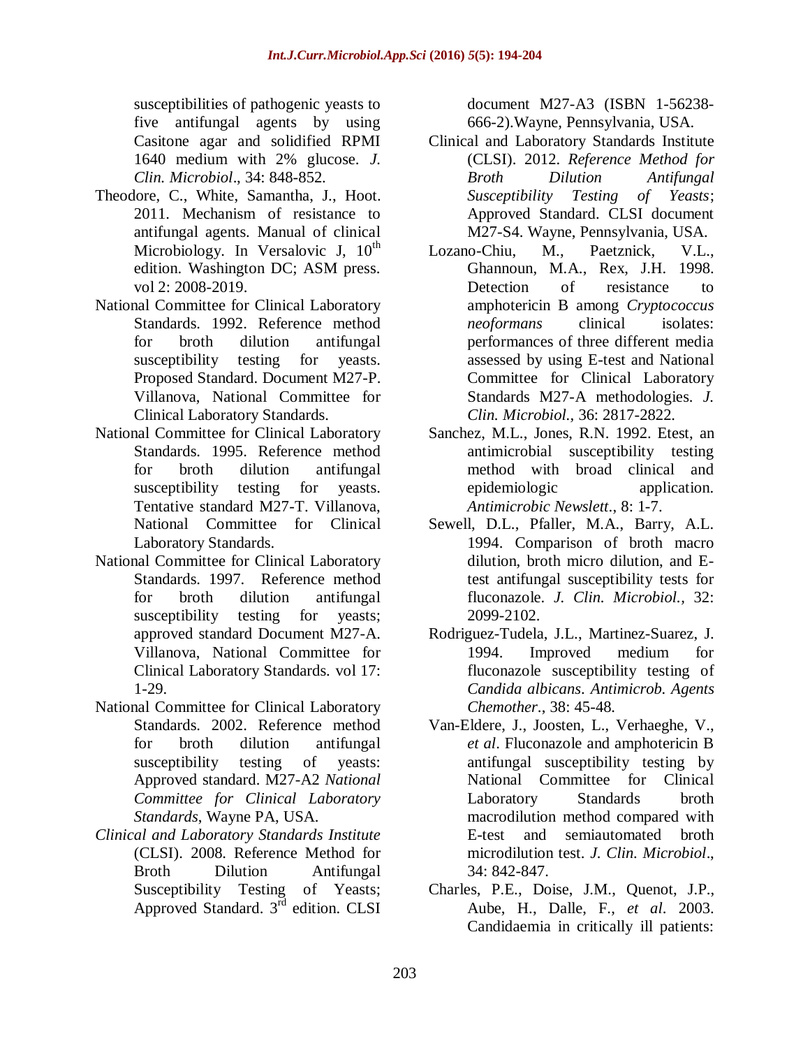susceptibilities of pathogenic yeasts to five antifungal agents by using Casitone agar and solidified RPMI 1640 medium with 2% glucose. *J. Clin. Microbiol*., 34: 848-852.

Theodore, C., White, Samantha, J., Hoot. 2011. Mechanism of resistance to antifungal agents. Manual of clinical Microbiology. In Versalovic J, 10th edition. Washington DC; ASM press. vol 2: 2008-2019.

National Committee for Clinical Laboratory Standards. 1992. Reference method for broth dilution antifungal susceptibility testing for yeasts. Proposed Standard. Document M27-P. Villanova, National Committee for Clinical Laboratory Standards.

National Committee for Clinical Laboratory Standards. 1995. Reference method for broth dilution antifungal susceptibility testing for yeasts. Tentative standard M27-T. Villanova, National Committee for Clinical Laboratory Standards.

National Committee for Clinical Laboratory Standards. 1997. Reference method for broth dilution antifungal susceptibility testing for yeasts; approved standard Document M27-A. Villanova, National Committee for Clinical Laboratory Standards. vol 17: 1-29.

National Committee for Clinical Laboratory Standards. 2002. Reference method for broth dilution antifungal susceptibility testing of yeasts: Approved standard. M27-A2 *National Committee for Clinical Laboratory Standards*, Wayne PA, USA.

*Clinical and Laboratory Standards Institute* (CLSI). 2008. Reference Method for Broth Dilution Antifungal Susceptibility Testing of Yeasts; Approved Standard. 3rd edition. CLSI document M27-A3 (ISBN 1-56238-666-2).Wayne, Pennsylvania, USA.

Clinical and Laboratory Standards Institute (CLSI). 2012. *Reference Method for Broth Dilution Antifungal Susceptibility Testing of Yeasts*; Approved Standard. CLSI document M27-S4. Wayne, Pennsylvania, USA.

Lozano-Chiu, M., Paetznick, V.L., Ghannoun, M.A., Rex, J.H. 1998. Detection of resistance to amphotericin B among *Cryptococcus neoformans* clinical isolates: performances of three different media assessed by using E-test and National Committee for Clinical Laboratory Standards M27-A methodologies. *J. Clin. Microbiol.,* 36: 2817-2822.

Sanchez, M.L., Jones, R.N. 1992. Etest, an antimicrobial susceptibility testing method with broad clinical and epidemiologic application. *Antimicrobic Newslett*., 8: 1-7.

Sewell, D.L., Pfaller, M.A., Barry, A.L. 1994. Comparison of broth macro dilution, broth micro dilution, and E-test antifungal susceptibility tests for fluconazole. *J. Clin. Microbiol.,* 32: 2099-2102.

Rodriguez-Tudela, J.L., Martinez-Suarez, J. 1994. Improved medium for fluconazole susceptibility testing of *Candida albicans*. *Antimicrob. Agents Chemother*., 38: 45-48.

Van-Eldere, J., Joosten, L., Verhaeghe, V., *et al*. Fluconazole and amphotericin B antifungal susceptibility testing by National Committee for Clinical Laboratory Standards broth macrodilution method compared with E-test and semiautomated broth microdilution test. *J. Clin. Microbiol*., 34: 842-847.

Charles, P.E., Doise, J.M., Quenot, J.P., Aube, H., Dalle, F., *et al*. 2003. Candidaemia in critically ill patients: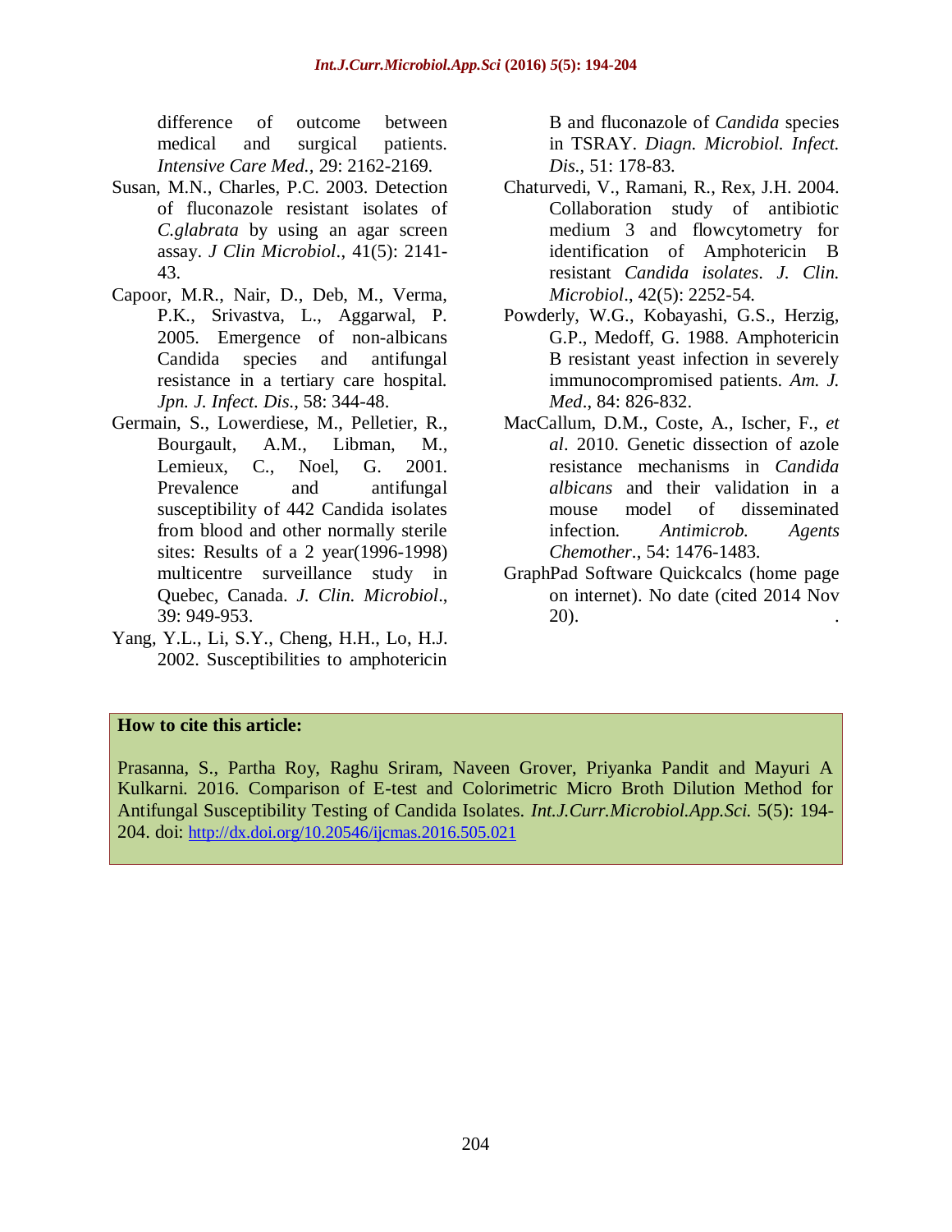difference of outcome between medical and surgical patients. *Intensive Care Med.*, 29: 2162-2169.

Susan, M.N., Charles, P.C. 2003. Detection of fluconazole resistant isolates of *C.glabrata* by using an agar screen assay. *J Clin Microbiol*., 41(5): 2141-43.

Capoor, M.R., Nair, D., Deb, M., Verma, P.K., Srivastva, L., Aggarwal, P. 2005. Emergence of non-albicans Candida species and antifungal resistance in a tertiary care hospital. *Jpn. J. Infect. Dis.*, 58: 344-48.

Germain, S., Lowerdiese, M., Pelletier, R., Bourgault, A.M., Libman, M., Lemieux, C., Noel, G. 2001. Prevalence and antifungal susceptibility of 442 Candida isolates from blood and other normally sterile sites: Results of a 2 year(1996-1998) multicentre surveillance study in Quebec, Canada. *J. Clin. Microbiol*., 39: 949-953.

Yang, Y.L., Li, S.Y., Cheng, H.H., Lo, H.J. 2002. Susceptibilities to amphotericin B and fluconazole of *Candida* species in TSRAY. *Diagn. Microbiol. Infect. Dis.*, 51: 178-83.

Chaturvedi, V., Ramani, R., Rex, J.H. 2004. Collaboration study of antibiotic medium 3 and flowcytometry for identification of Amphotericin B resistant *Candida isolates*. *J. Clin. Microbiol*., 42(5): 2252-54.

Powderly, W.G., Kobayashi, G.S., Herzig, G.P., Medoff, G. 1988. Amphotericin B resistant yeast infection in severely immunocompromised patients. *Am. J. Med*., 84: 826-832.

MacCallum, D.M., Coste, A., Ischer, F., *et al*. 2010. Genetic dissection of azole resistance mechanisms in *Candida albicans* and their validation in a mouse model of disseminated infection. *Antimicrob. Agents Chemother*., 54: 1476-1483.

GraphPad Software Quickcalcs (home page on internet). No date (cited 2014 Nov 20). .

**How to cite this article:**

Prasanna, S., Partha Roy, Raghu Sriram, Naveen Grover, Priyanka Pandit and Mayuri A Kulkarni. 2016. Comparison of E-test and Colorimetric Micro Broth Dilution Method for Antifungal Susceptibility Testing of Candida Isolates. *Int.J.Curr.Microbiol.App.Sci.* 5(5): 194-204. doi: http://dx.doi.org/10.20546/ijcmas.2016.505.021